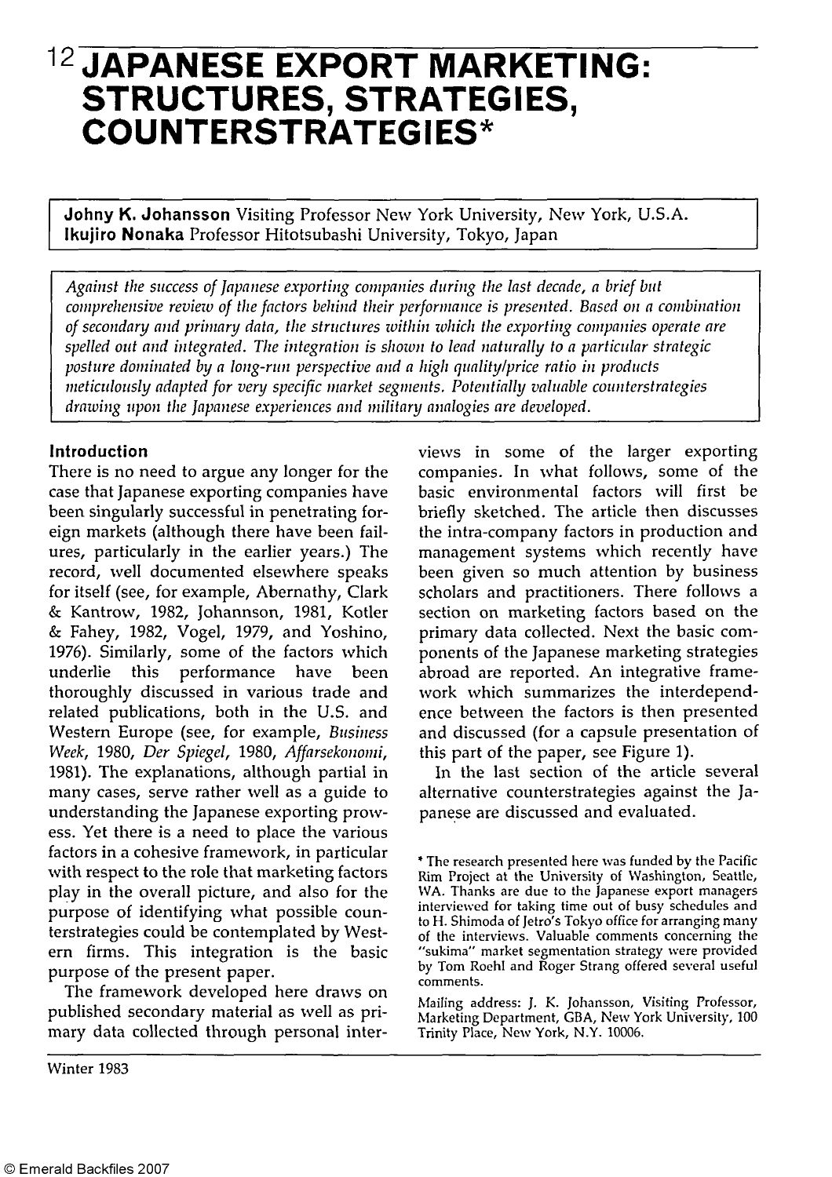# JAPANESE EXPORT MARKETING: STRUCTURES, STRATEGIES, COUNTERSTRATEGIES*

**Johny K. Johansson** Visiting Professor New York University, New York, U.S.A.
**Ikujiro Nonaka** Professor Hitotsubashi University, Tokyo, Japan

*Against the success of Japanese exporting companies during the last decade, a brief but comprehensive review of the factors behind their performance is presented. Based on a combination of secondary and primary data, the structures within which the exporting companies operate are spelled out and integrated. The integration is shown to lead naturally to a particular strategic posture dominated by a long-run perspective and a high quality/price ratio in products meticulously adapted for very specific market segments. Potentially valuable counterstrategies drawing upon the Japanese experiences and military analogies are developed.*

## Introduction

There is no need to argue any longer for the case that Japanese exporting companies have been singularly successful in penetrating foreign markets (although there have been failures, particularly in the earlier years.) The record, well documented elsewhere speaks for itself (see, for example, Abernathy, Clark & Kantrow, 1982, Johannson, 1981, Kotler & Fahey, 1982, Vogel, 1979, and Yoshino, 1976). Similarly, some of the factors which underlie this performance have been thoroughly discussed in various trade and related publications, both in the U.S. and Western Europe (see, for example, *Business Week*, 1980, *Der Spiegel*, 1980, *Affarsekonomi*, 1981). The explanations, although partial in many cases, serve rather well as a guide to understanding the Japanese exporting prowess. Yet there is a need to place the various factors in a cohesive framework, in particular with respect to the role that marketing factors play in the overall picture, and also for the purpose of identifying what possible counterstrategies could be contemplated by Western firms. This integration is the basic purpose of the present paper.

The framework developed here draws on published secondary material as well as primary data collected through personal interviews in some of the larger exporting companies. In what follows, some of the basic environmental factors will first be briefly sketched. The article then discusses the intra-company factors in production and management systems which recently have been given so much attention by business scholars and practitioners. There follows a section on marketing factors based on the primary data collected. Next the basic components of the Japanese marketing strategies abroad are reported. An integrative framework which summarizes the interdependence between the factors is then presented and discussed (for a capsule presentation of this part of the paper, see Figure 1).

In the last section of the article several alternative counterstrategies against the Japanese are discussed and evaluated.

* The research presented here was funded by the Pacific Rim Project at the University of Washington, Seattle, WA. Thanks are due to the Japanese export managers interviewed for taking time out of busy schedules and to H. Shimoda of Jetro's Tokyo office for arranging many of the interviews. Valuable comments concerning the "sukima" market segmentation strategy were provided by Tom Roehl and Roger Strang offered several useful comments.

Mailing address: J. K. Johansson, Visiting Professor, Marketing Department, GBA, New York University, 100 Trinity Place, New York, N.Y. 10006.

Winter 1983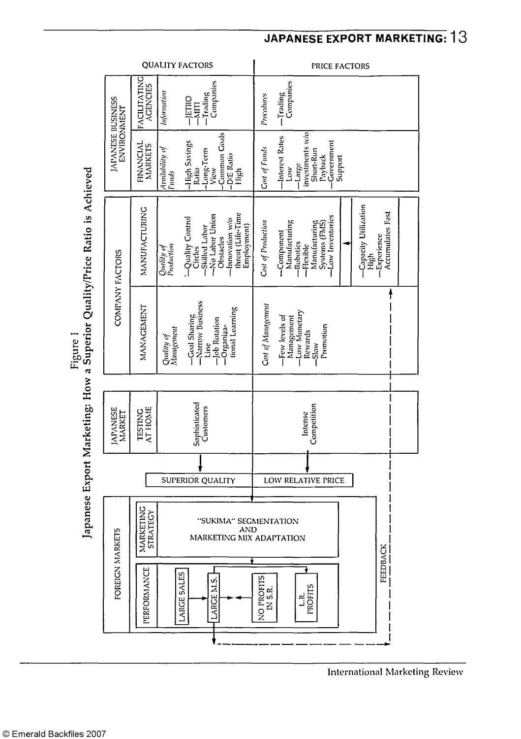Figure I
Japanese Export Marketing: How a Superior Quality/Price Ratio is Achieved

QUALITY FACTORS

PRICE FACTORS

JAPANESE BUSINESS ENVIRONMENT

FACILITATING AGENCIES

*Information*

—JETRO
—MITI
—Trading Companies

*Procedures*

—Trading Companies

FINANCIAL MARKETS

*Availability of Funds*

—High Savings Ratio
—Long-Term View
—Common Goals
—D/E Ratio High

*Cost of Funds*

—Interest Rates Low
—Large investments w/o Short-Run Payback
—Government Support

COMPANY FACTORS

MANUFACTURING

*Quality of Production*

—Quality Control Circles
—Skilled Labor
—No Labor Union Obstacles
—Innovation w/o threat (Life-Time Employment)

*Cost of Production*

—Component Manufacturing
—Robotics
—Flexible Manufacturing Systems (FMS)
—Low Inventories

—Capacity Utilization High
—Experience Accumulates Fast

MANAGEMENT

*Quality of Management*

—Goal Sharing
—Narrow Business Line
—Job Rotation
—Organizational Learning

*Cost of Management*

—Few levels of Management
—Low Monetary Rewards
—Slow Promotion

JAPANESE MARKET

TESTING AT HOME

Sophisticated Customers

Intense Competition

SUPERIOR QUALITY

LOW RELATIVE PRICE

FOREIGN MARKETS

MARKETING STRATEGY

"SUKIMA" SEGMENTATION AND MARKETING MIX ADAPTATION

PERFORMANCE

LARGE SALES

LARGE M.S.

NO PROFITS IN S.R.

L.R. PROFITS

FEEDBACK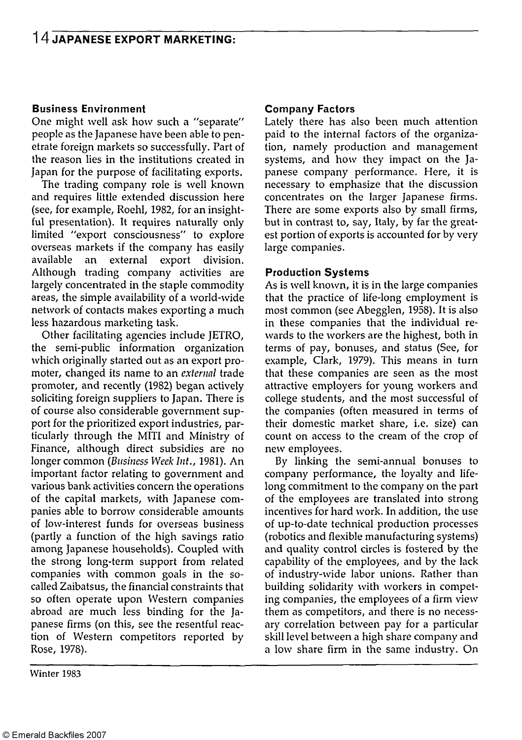### Business Environment

One might well ask how such a "separate" people as the Japanese have been able to penetrate foreign markets so successfully. Part of the reason lies in the institutions created in Japan for the purpose of facilitating exports.

The trading company role is well known and requires little extended discussion here (see, for example, Roehl, 1982, for an insightful presentation). It requires naturally only limited "export consciousness" to explore overseas markets if the company has easily available an external export division. Although trading company activities are largely concentrated in the staple commodity areas, the simple availability of a world-wide network of contacts makes exporting a much less hazardous marketing task.

Other facilitating agencies include JETRO, the semi-public information organization which originally started out as an export promoter, changed its name to an *external* trade promoter, and recently (1982) began actively soliciting foreign suppliers to Japan. There is of course also considerable government support for the prioritized export industries, particularly through the MITI and Ministry of Finance, although direct subsidies are no longer common (*Business Week Int.*, 1981). An important factor relating to government and various bank activities concern the operations of the capital markets, with Japanese companies able to borrow considerable amounts of low-interest funds for overseas business (partly a function of the high savings ratio among Japanese households). Coupled with the strong long-term support from related companies with common goals in the so-called Zaibatsus, the financial constraints that so often operate upon Western companies abroad are much less binding for the Japanese firms (on this, see the resentful reaction of Western competitors reported by Rose, 1978).

### Company Factors

Lately there has also been much attention paid to the internal factors of the organization, namely production and management systems, and how they impact on the Japanese company performance. Here, it is necessary to emphasize that the discussion concentrates on the larger Japanese firms. There are some exports also by small firms, but in contrast to, say, Italy, by far the greatest portion of exports is accounted for by very large companies.

### Production Systems

As is well known, it is in the large companies that the practice of life-long employment is most common (see Abegglen, 1958). It is also in these companies that the individual rewards to the workers are the highest, both in terms of pay, bonuses, and status (See, for example, Clark, 1979). This means in turn that these companies are seen as the most attractive employers for young workers and college students, and the most successful of the companies (often measured in terms of their domestic market share, i.e. size) can count on access to the cream of the crop of new employees.

By linking the semi-annual bonuses to company performance, the loyalty and life-long commitment to the company on the part of the employees are translated into strong incentives for hard work. In addition, the use of up-to-date technical production processes (robotics and flexible manufacturing systems) and quality control circles is fostered by the capability of the employees, and by the lack of industry-wide labor unions. Rather than building solidarity with workers in competing companies, the employees of a firm view them as competitors, and there is no necessary correlation between pay for a particular skill level between a high share company and a low share firm in the same industry. On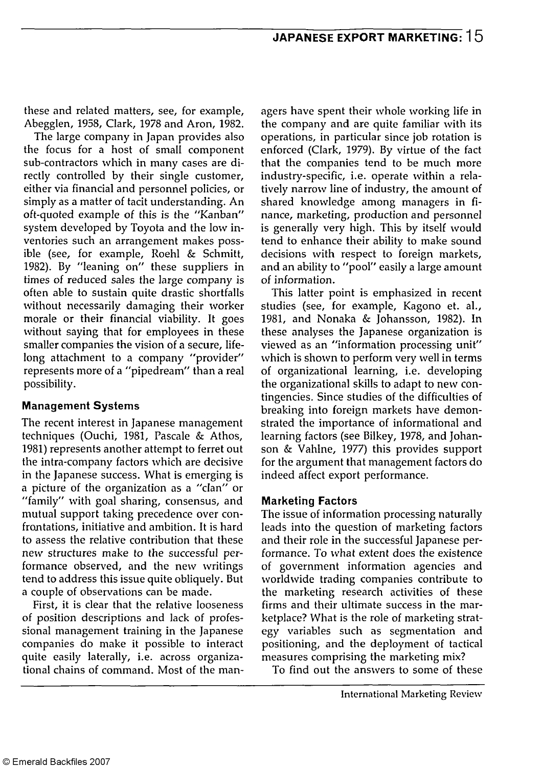these and related matters, see, for example, Abegglen, 1958, Clark, 1978 and Aron, 1982.

The large company in Japan provides also the focus for a host of small component sub-contractors which in many cases are directly controlled by their single customer, either via financial and personnel policies, or simply as a matter of tacit understanding. An oft-quoted example of this is the "Kanban" system developed by Toyota and the low inventories such an arrangement makes possible (see, for example, Roehl & Schmitt, 1982). By "leaning on" these suppliers in times of reduced sales the large company is often able to sustain quite drastic shortfalls without necessarily damaging their worker morale or their financial viability. It goes without saying that for employees in these smaller companies the vision of a secure, lifelong attachment to a company "provider" represents more of a "pipedream" than a real possibility.

### Management Systems

The recent interest in Japanese management techniques (Ouchi, 1981, Pascale & Athos, 1981) represents another attempt to ferret out the intra-company factors which are decisive in the Japanese success. What is emerging is a picture of the organization as a "clan" or "family" with goal sharing, consensus, and mutual support taking precedence over confrontations, initiative and ambition. It is hard to assess the relative contribution that these new structures make to the successful performance observed, and the new writings tend to address this issue quite obliquely. But a couple of observations can be made.

First, it is clear that the relative looseness of position descriptions and lack of professional management training in the Japanese companies do make it possible to interact quite easily laterally, i.e. across organizational chains of command. Most of the managers have spent their whole working life in the company and are quite familiar with its operations, in particular since job rotation is enforced (Clark, 1979). By virtue of the fact that the companies tend to be much more industry-specific, i.e. operate within a relatively narrow line of industry, the amount of shared knowledge among managers in finance, marketing, production and personnel is generally very high. This by itself would tend to enhance their ability to make sound decisions with respect to foreign markets, and an ability to "pool" easily a large amount of information.

This latter point is emphasized in recent studies (see, for example, Kagono et. al., 1981, and Nonaka & Johansson, 1982). In these analyses the Japanese organization is viewed as an "information processing unit" which is shown to perform very well in terms of organizational learning, i.e. developing the organizational skills to adapt to new contingencies. Since studies of the difficulties of breaking into foreign markets have demonstrated the importance of informational and learning factors (see Bilkey, 1978, and Johanson & Vahlne, 1977) this provides support for the argument that management factors do indeed affect export performance.

### Marketing Factors

The issue of information processing naturally leads into the question of marketing factors and their role in the successful Japanese performance. To what extent does the existence of government information agencies and worldwide trading companies contribute to the marketing research activities of these firms and their ultimate success in the marketplace? What is the role of marketing strategy variables such as segmentation and positioning, and the deployment of tactical measures comprising the marketing mix?

To find out the answers to some of these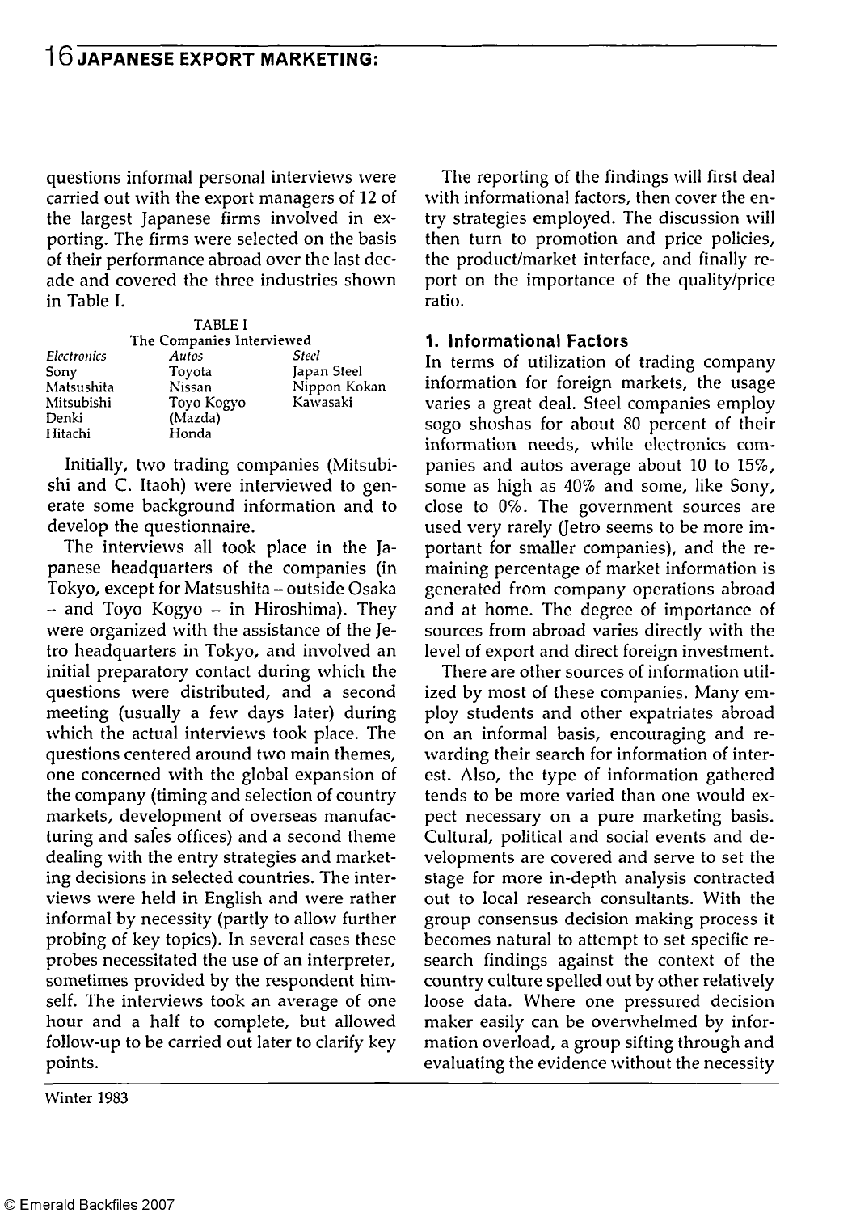questions informal personal interviews were carried out with the export managers of 12 of the largest Japanese firms involved in exporting. The firms were selected on the basis of their performance abroad over the last decade and covered the three industries shown in Table I.

TABLE I
The Companies Interviewed

| *Electronics* | *Autos* | *Steel* |
|---|---|---|
| Sony | Toyota | Japan Steel |
| Matsushita | Nissan | Nippon Kokan |
| Mitsubishi | Toyo Kogyo | Kawasaki |
| Denki | (Mazda) | |
| Hitachi | Honda | |

Initially, two trading companies (Mitsubishi and C. Itaoh) were interviewed to generate some background information and to develop the questionnaire.

The interviews all took place in the Japanese headquarters of the companies (in Tokyo, except for Matsushita – outside Osaka – and Toyo Kogyo – in Hiroshima). They were organized with the assistance of the Jetro headquarters in Tokyo, and involved an initial preparatory contact during which the questions were distributed, and a second meeting (usually a few days later) during which the actual interviews took place. The questions centered around two main themes, one concerned with the global expansion of the company (timing and selection of country markets, development of overseas manufacturing and sales offices) and a second theme dealing with the entry strategies and marketing decisions in selected countries. The interviews were held in English and were rather informal by necessity (partly to allow further probing of key topics). In several cases these probes necessitated the use of an interpreter, sometimes provided by the respondent himself. The interviews took an average of one hour and a half to complete, but allowed follow-up to be carried out later to clarify key points.

The reporting of the findings will first deal with informational factors, then cover the entry strategies employed. The discussion will then turn to promotion and price policies, the product/market interface, and finally report on the importance of the quality/price ratio.

## 1. Informational Factors

In terms of utilization of trading company information for foreign markets, the usage varies a great deal. Steel companies employ sogo shoshas for about 80 percent of their information needs, while electronics companies and autos average about 10 to 15%, some as high as 40% and some, like Sony, close to 0%. The government sources are used very rarely (Jetro seems to be more important for smaller companies), and the remaining percentage of market information is generated from company operations abroad and at home. The degree of importance of sources from abroad varies directly with the level of export and direct foreign investment.

There are other sources of information utilized by most of these companies. Many employ students and other expatriates abroad on an informal basis, encouraging and rewarding their search for information of interest. Also, the type of information gathered tends to be more varied than one would expect necessary on a pure marketing basis. Cultural, political and social events and developments are covered and serve to set the stage for more in-depth analysis contracted out to local research consultants. With the group consensus decision making process it becomes natural to attempt to set specific research findings against the context of the country culture spelled out by other relatively loose data. Where one pressured decision maker easily can be overwhelmed by information overload, a group sifting through and evaluating the evidence without the necessity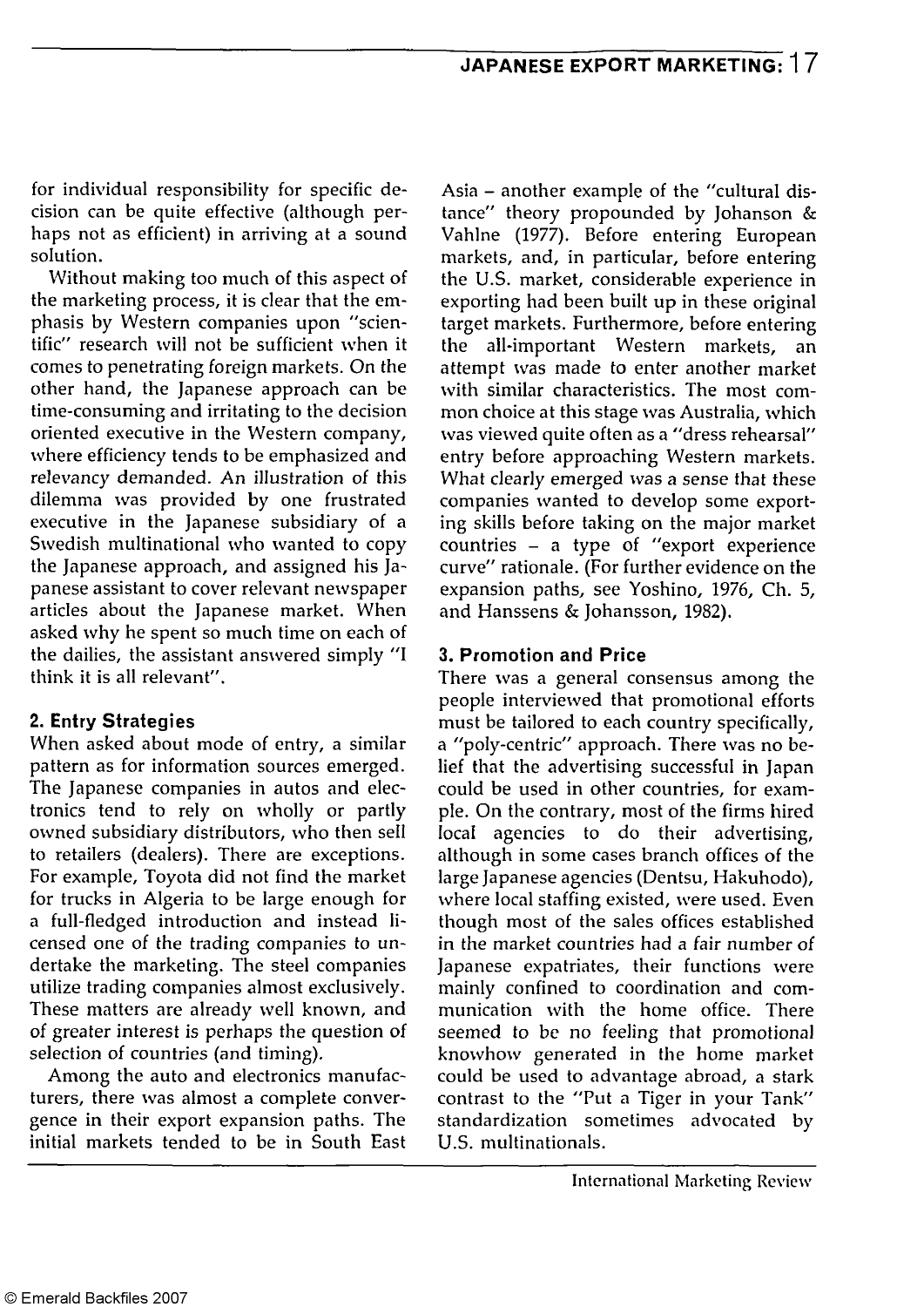for individual responsibility for specific decision can be quite effective (although perhaps not as efficient) in arriving at a sound solution.

Without making too much of this aspect of the marketing process, it is clear that the emphasis by Western companies upon "scientific" research will not be sufficient when it comes to penetrating foreign markets. On the other hand, the Japanese approach can be time-consuming and irritating to the decision oriented executive in the Western company, where efficiency tends to be emphasized and relevancy demanded. An illustration of this dilemma was provided by one frustrated executive in the Japanese subsidiary of a Swedish multinational who wanted to copy the Japanese approach, and assigned his Japanese assistant to cover relevant newspaper articles about the Japanese market. When asked why he spent so much time on each of the dailies, the assistant answered simply "I think it is all relevant".

### 2. Entry Strategies

When asked about mode of entry, a similar pattern as for information sources emerged. The Japanese companies in autos and electronics tend to rely on wholly or partly owned subsidiary distributors, who then sell to retailers (dealers). There are exceptions. For example, Toyota did not find the market for trucks in Algeria to be large enough for a full-fledged introduction and instead licensed one of the trading companies to undertake the marketing. The steel companies utilize trading companies almost exclusively. These matters are already well known, and of greater interest is perhaps the question of selection of countries (and timing).

Among the auto and electronics manufacturers, there was almost a complete convergence in their export expansion paths. The initial markets tended to be in South East Asia – another example of the "cultural distance" theory propounded by Johanson & Vahlne (1977). Before entering European markets, and, in particular, before entering the U.S. market, considerable experience in exporting had been built up in these original target markets. Furthermore, before entering the all-important Western markets, an attempt was made to enter another market with similar characteristics. The most common choice at this stage was Australia, which was viewed quite often as a "dress rehearsal" entry before approaching Western markets. What clearly emerged was a sense that these companies wanted to develop some exporting skills before taking on the major market countries – a type of "export experience curve" rationale. (For further evidence on the expansion paths, see Yoshino, 1976, Ch. 5, and Hanssens & Johansson, 1982).

### 3. Promotion and Price

There was a general consensus among the people interviewed that promotional efforts must be tailored to each country specifically, a "poly-centric" approach. There was no belief that the advertising successful in Japan could be used in other countries, for example. On the contrary, most of the firms hired local agencies to do their advertising, although in some cases branch offices of the large Japanese agencies (Dentsu, Hakuhodo), where local staffing existed, were used. Even though most of the sales offices established in the market countries had a fair number of Japanese expatriates, their functions were mainly confined to coordination and communication with the home office. There seemed to be no feeling that promotional knowhow generated in the home market could be used to advantage abroad, a stark contrast to the "Put a Tiger in your Tank" standardization sometimes advocated by U.S. multinationals.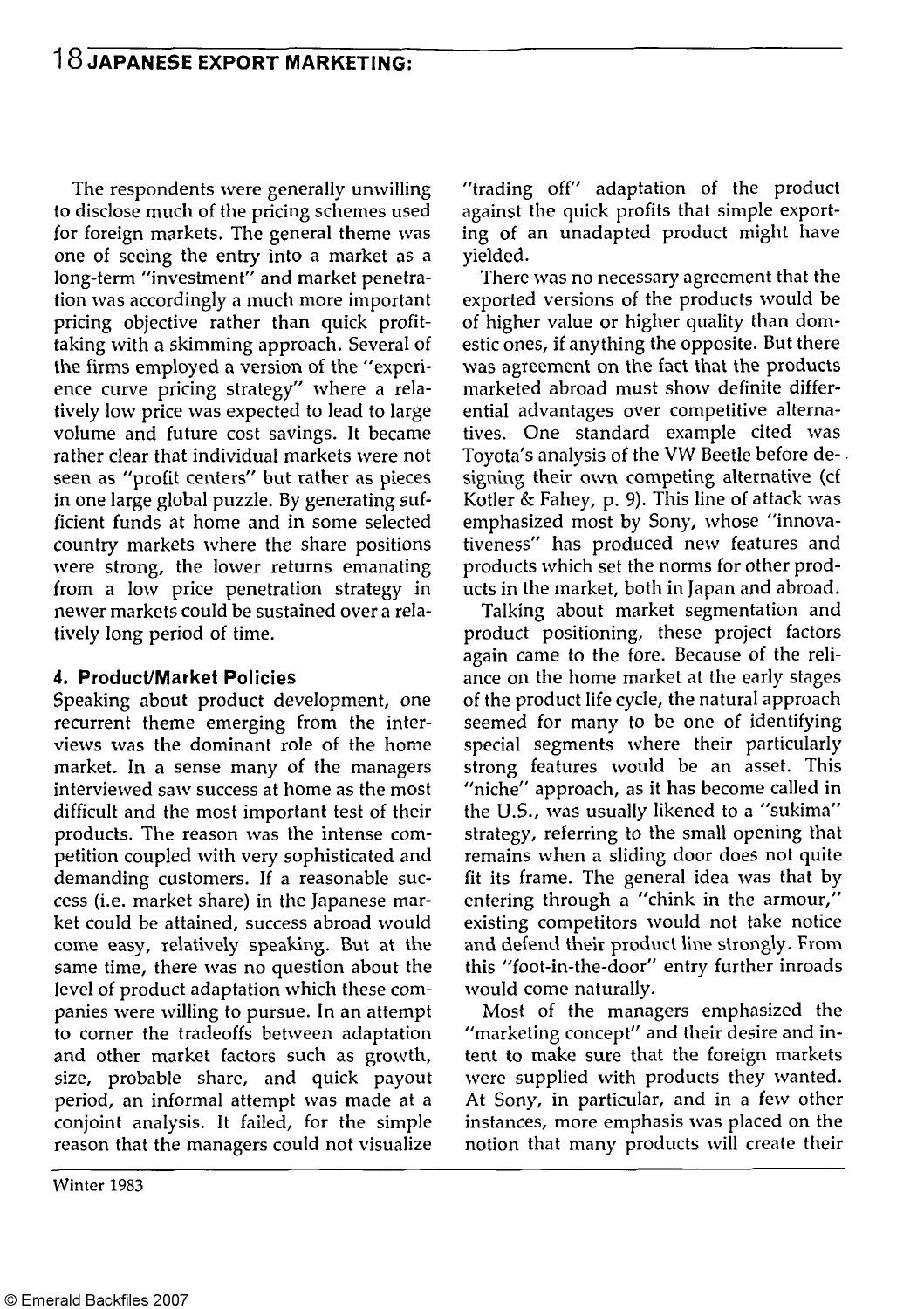The respondents were generally unwilling to disclose much of the pricing schemes used for foreign markets. The general theme was one of seeing the entry into a market as a long-term "investment" and market penetration was accordingly a much more important pricing objective rather than quick profit-taking with a skimming approach. Several of the firms employed a version of the "experience curve pricing strategy" where a relatively low price was expected to lead to large volume and future cost savings. It became rather clear that individual markets were not seen as "profit centers" but rather as pieces in one large global puzzle. By generating sufficient funds at home and in some selected country markets where the share positions were strong, the lower returns emanating from a low price penetration strategy in newer markets could be sustained over a relatively long period of time.

### 4. Product/Market Policies

Speaking about product development, one recurrent theme emerging from the interviews was the dominant role of the home market. In a sense many of the managers interviewed saw success at home as the most difficult and the most important test of their products. The reason was the intense competition coupled with very sophisticated and demanding customers. If a reasonable success (i.e. market share) in the Japanese market could be attained, success abroad would come easy, relatively speaking. But at the same time, there was no question about the level of product adaptation which these companies were willing to pursue. In an attempt to corner the tradeoffs between adaptation and other market factors such as growth, size, probable share, and quick payout period, an informal attempt was made at a conjoint analysis. It failed, for the simple reason that the managers could not visualize "trading off" adaptation of the product against the quick profits that simple exporting of an unadapted product might have yielded.

There was no necessary agreement that the exported versions of the products would be of higher value or higher quality than domestic ones, if anything the opposite. But there was agreement on the fact that the products marketed abroad must show definite differential advantages over competitive alternatives. One standard example cited was Toyota's analysis of the VW Beetle before designing their own competing alternative (cf Kotler & Fahey, p. 9). This line of attack was emphasized most by Sony, whose "innovativeness" has produced new features and products which set the norms for other products in the market, both in Japan and abroad.

Talking about market segmentation and product positioning, these project factors again came to the fore. Because of the reliance on the home market at the early stages of the product life cycle, the natural approach seemed for many to be one of identifying special segments where their particularly strong features would be an asset. This "niche" approach, as it has become called in the U.S., was usually likened to a "sukima" strategy, referring to the small opening that remains when a sliding door does not quite fit its frame. The general idea was that by entering through a "chink in the armour," existing competitors would not take notice and defend their product line strongly. From this "foot-in-the-door" entry further inroads would come naturally.

Most of the managers emphasized the "marketing concept" and their desire and intent to make sure that the foreign markets were supplied with products they wanted. At Sony, in particular, and in a few other instances, more emphasis was placed on the notion that many products will create their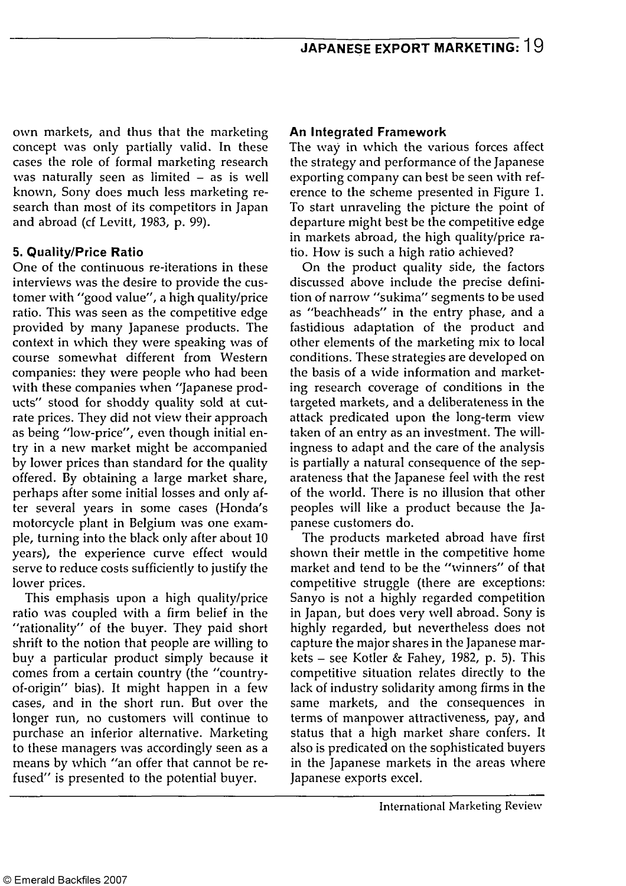own markets, and thus that the marketing concept was only partially valid. In these cases the role of formal marketing research was naturally seen as limited – as is well known, Sony does much less marketing research than most of its competitors in Japan and abroad (cf Levitt, 1983, p. 99).

### 5. Quality/Price Ratio

One of the continuous re-iterations in these interviews was the desire to provide the customer with "good value", a high quality/price ratio. This was seen as the competitive edge provided by many Japanese products. The context in which they were speaking was of course somewhat different from Western companies: they were people who had been with these companies when "Japanese products" stood for shoddy quality sold at cut-rate prices. They did not view their approach as being "low-price", even though initial entry in a new market might be accompanied by lower prices than standard for the quality offered. By obtaining a large market share, perhaps after some initial losses and only after several years in some cases (Honda's motorcycle plant in Belgium was one example, turning into the black only after about 10 years), the experience curve effect would serve to reduce costs sufficiently to justify the lower prices.

This emphasis upon a high quality/price ratio was coupled with a firm belief in the "rationality" of the buyer. They paid short shrift to the notion that people are willing to buy a particular product simply because it comes from a certain country (the "country-of-origin" bias). It might happen in a few cases, and in the short run. But over the longer run, no customers will continue to purchase an inferior alternative. Marketing to these managers was accordingly seen as a means by which "an offer that cannot be refused" is presented to the potential buyer.

### An Integrated Framework

The way in which the various forces affect the strategy and performance of the Japanese exporting company can best be seen with reference to the scheme presented in Figure 1. To start unraveling the picture the point of departure might best be the competitive edge in markets abroad, the high quality/price ratio. How is such a high ratio achieved?

On the product quality side, the factors discussed above include the precise definition of narrow "sukima" segments to be used as "beachheads" in the entry phase, and a fastidious adaptation of the product and other elements of the marketing mix to local conditions. These strategies are developed on the basis of a wide information and marketing research coverage of conditions in the targeted markets, and a deliberateness in the attack predicated upon the long-term view taken of an entry as an investment. The willingness to adapt and the care of the analysis is partially a natural consequence of the separateness that the Japanese feel with the rest of the world. There is no illusion that other peoples will like a product because the Japanese customers do.

The products marketed abroad have first shown their mettle in the competitive home market and tend to be the "winners" of that competitive struggle (there are exceptions: Sanyo is not a highly regarded competition in Japan, but does very well abroad. Sony is highly regarded, but nevertheless does not capture the major shares in the Japanese markets – see Kotler & Fahey, 1982, p. 5). This competitive situation relates directly to the lack of industry solidarity among firms in the same markets, and the consequences in terms of manpower attractiveness, pay, and status that a high market share confers. It also is predicated on the sophisticated buyers in the Japanese markets in the areas where Japanese exports excel.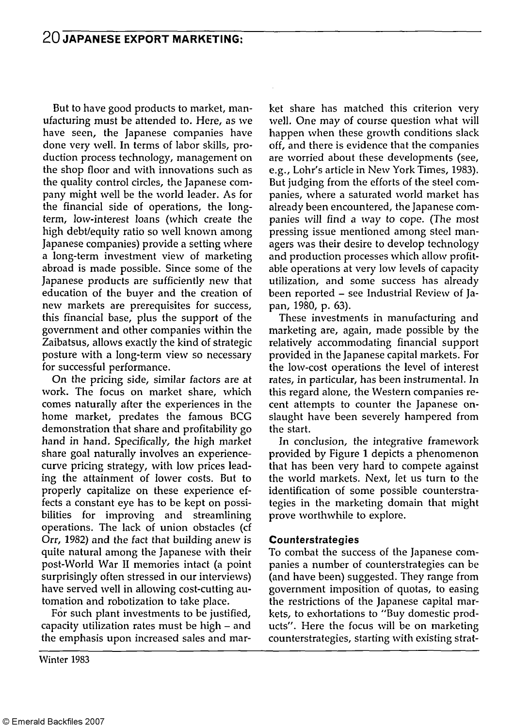But to have good products to market, manufacturing must be attended to. Here, as we have seen, the Japanese companies have done very well. In terms of labor skills, production process technology, management on the shop floor and with innovations such as the quality control circles, the Japanese company might well be the world leader. As for the financial side of operations, the long-term, low-interest loans (which create the high debt/equity ratio so well known among Japanese companies) provide a setting where a long-term investment view of marketing abroad is made possible. Since some of the Japanese products are sufficiently new that education of the buyer and the creation of new markets are prerequisites for success, this financial base, plus the support of the government and other companies within the Zaibatsus, allows exactly the kind of strategic posture with a long-term view so necessary for successful performance.

On the pricing side, similar factors are at work. The focus on market share, which comes naturally after the experiences in the home market, predates the famous BCG demonstration that share and profitability go hand in hand. Specifically, the high market share goal naturally involves an experience-curve pricing strategy, with low prices leading the attainment of lower costs. But to properly capitalize on these experience effects a constant eye has to be kept on possibilities for improving and streamlining operations. The lack of union obstacles (cf Orr, 1982) and the fact that building anew is quite natural among the Japanese with their post-World War II memories intact (a point surprisingly often stressed in our interviews) have served well in allowing cost-cutting automation and robotization to take place.

For such plant investments to be justified, capacity utilization rates must be high – and the emphasis upon increased sales and market share has matched this criterion very well. One may of course question what will happen when these growth conditions slack off, and there is evidence that the companies are worried about these developments (see, e.g., Lohr's article in New York Times, 1983). But judging from the efforts of the steel companies, where a saturated world market has already been encountered, the Japanese companies will find a way to cope. (The most pressing issue mentioned among steel managers was their desire to develop technology and production processes which allow profitable operations at very low levels of capacity utilization, and some success has already been reported – see Industrial Review of Japan, 1980, p. 63).

These investments in manufacturing and marketing are, again, made possible by the relatively accommodating financial support provided in the Japanese capital markets. For the low-cost operations the level of interest rates, in particular, has been instrumental. In this regard alone, the Western companies recent attempts to counter the Japanese onslaught have been severely hampered from the start.

In conclusion, the integrative framework provided by Figure 1 depicts a phenomenon that has been very hard to compete against the world markets. Next, let us turn to the identification of some possible counterstrategies in the marketing domain that might prove worthwhile to explore.

### Counterstrategies

To combat the success of the Japanese companies a number of counterstrategies can be (and have been) suggested. They range from government imposition of quotas, to easing the restrictions of the Japanese capital markets, to exhortations to "Buy domestic products". Here the focus will be on marketing counterstrategies, starting with existing strat-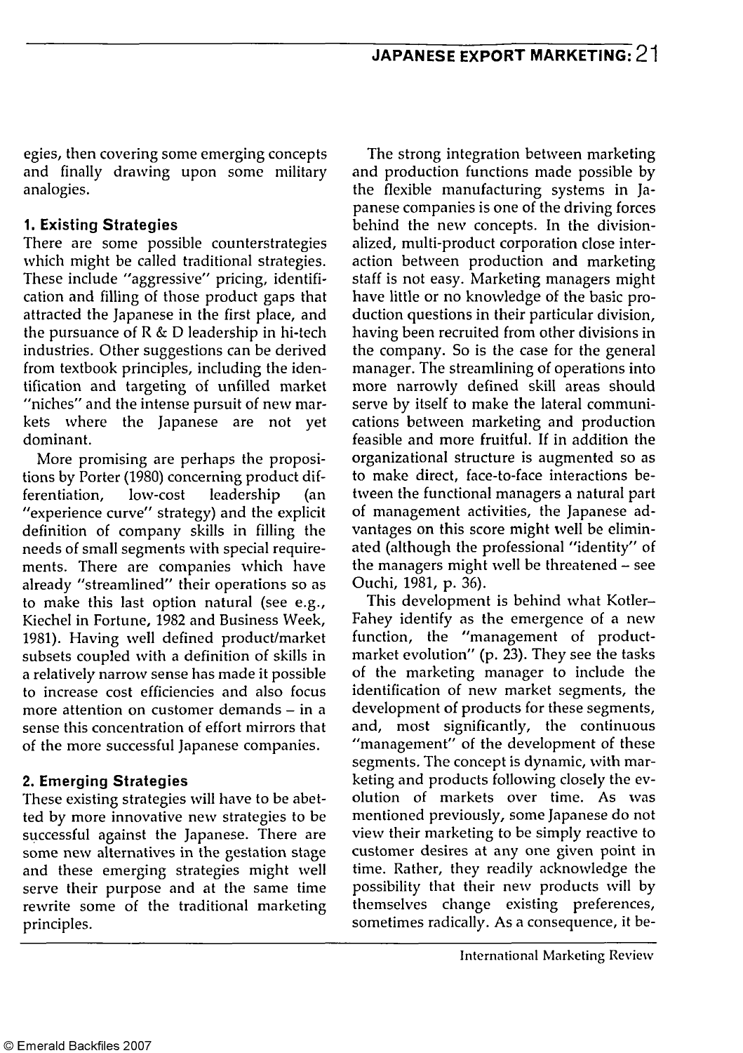egies, then covering some emerging concepts and finally drawing upon some military analogies.

### 1. Existing Strategies

There are some possible counterstrategies which might be called traditional strategies. These include "aggressive" pricing, identification and filling of those product gaps that attracted the Japanese in the first place, and the pursuance of R & D leadership in hi-tech industries. Other suggestions can be derived from textbook principles, including the identification and targeting of unfilled market "niches" and the intense pursuit of new markets where the Japanese are not yet dominant.

More promising are perhaps the propositions by Porter (1980) concerning product differentiation, low-cost leadership (an "experience curve" strategy) and the explicit definition of company skills in filling the needs of small segments with special requirements. There are companies which have already "streamlined" their operations so as to make this last option natural (see e.g., Kiechel in Fortune, 1982 and Business Week, 1981). Having well defined product/market subsets coupled with a definition of skills in a relatively narrow sense has made it possible to increase cost efficiencies and also focus more attention on customer demands – in a sense this concentration of effort mirrors that of the more successful Japanese companies.

### 2. Emerging Strategies

These existing strategies will have to be abetted by more innovative new strategies to be successful against the Japanese. There are some new alternatives in the gestation stage and these emerging strategies might well serve their purpose and at the same time rewrite some of the traditional marketing principles.

The strong integration between marketing and production functions made possible by the flexible manufacturing systems in Japanese companies is one of the driving forces behind the new concepts. In the divisionalized, multi-product corporation close interaction between production and marketing staff is not easy. Marketing managers might have little or no knowledge of the basic production questions in their particular division, having been recruited from other divisions in the company. So is the case for the general manager. The streamlining of operations into more narrowly defined skill areas should serve by itself to make the lateral communications between marketing and production feasible and more fruitful. If in addition the organizational structure is augmented so as to make direct, face-to-face interactions between the functional managers a natural part of management activities, the Japanese advantages on this score might well be eliminated (although the professional "identity" of the managers might well be threatened – see Ouchi, 1981, p. 36).

This development is behind what Kotler–Fahey identify as the emergence of a new function, the "management of product-market evolution" (p. 23). They see the tasks of the marketing manager to include the identification of new market segments, the development of products for these segments, and, most significantly, the continuous "management" of the development of these segments. The concept is dynamic, with marketing and products following closely the evolution of markets over time. As was mentioned previously, some Japanese do not view their marketing to be simply reactive to customer desires at any one given point in time. Rather, they readily acknowledge the possibility that their new products will by themselves change existing preferences, sometimes radically. As a consequence, it be-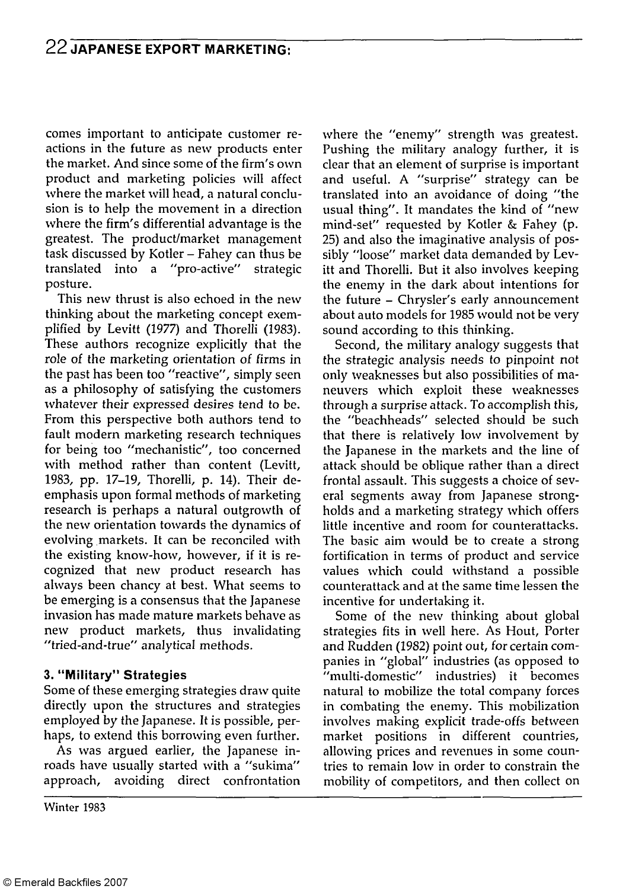comes important to anticipate customer reactions in the future as new products enter the market. And since some of the firm's own product and marketing policies will affect where the market will head, a natural conclusion is to help the movement in a direction where the firm's differential advantage is the greatest. The product/market management task discussed by Kotler – Fahey can thus be translated into a "pro-active" strategic posture.

This new thrust is also echoed in the new thinking about the marketing concept exemplified by Levitt (1977) and Thorelli (1983). These authors recognize explicitly that the role of the marketing orientation of firms in the past has been too "reactive", simply seen as a philosophy of satisfying the customers whatever their expressed desires tend to be. From this perspective both authors tend to fault modern marketing research techniques for being too "mechanistic", too concerned with method rather than content (Levitt, 1983, pp. 17–19, Thorelli, p. 14). Their de-emphasis upon formal methods of marketing research is perhaps a natural outgrowth of the new orientation towards the dynamics of evolving markets. It can be reconciled with the existing know-how, however, if it is recognized that new product research has always been chancy at best. What seems to be emerging is a consensus that the Japanese invasion has made mature markets behave as new product markets, thus invalidating "tried-and-true" analytical methods.

### 3. "Military" Strategies

Some of these emerging strategies draw quite directly upon the structures and strategies employed by the Japanese. It is possible, perhaps, to extend this borrowing even further.

As was argued earlier, the Japanese inroads have usually started with a "sukima" approach, avoiding direct confrontation where the "enemy" strength was greatest. Pushing the military analogy further, it is clear that an element of surprise is important and useful. A "surprise" strategy can be translated into an avoidance of doing "the usual thing". It mandates the kind of "new mind-set" requested by Kotler & Fahey (p. 25) and also the imaginative analysis of possibly "loose" market data demanded by Levitt and Thorelli. But it also involves keeping the enemy in the dark about intentions for the future – Chrysler's early announcement about auto models for 1985 would not be very sound according to this thinking.

Second, the military analogy suggests that the strategic analysis needs to pinpoint not only weaknesses but also possibilities of maneuvers which exploit these weaknesses through a surprise attack. To accomplish this, the "beachheads" selected should be such that there is relatively low involvement by the Japanese in the markets and the line of attack should be oblique rather than a direct frontal assault. This suggests a choice of several segments away from Japanese strongholds and a marketing strategy which offers little incentive and room for counterattacks. The basic aim would be to create a strong fortification in terms of product and service values which could withstand a possible counterattack and at the same time lessen the incentive for undertaking it.

Some of the new thinking about global strategies fits in well here. As Hout, Porter and Rudden (1982) point out, for certain companies in "global" industries (as opposed to "multi-domestic" industries) it becomes natural to mobilize the total company forces in combating the enemy. This mobilization involves making explicit trade-offs between market positions in different countries, allowing prices and revenues in some countries to remain low in order to constrain the mobility of competitors, and then collect on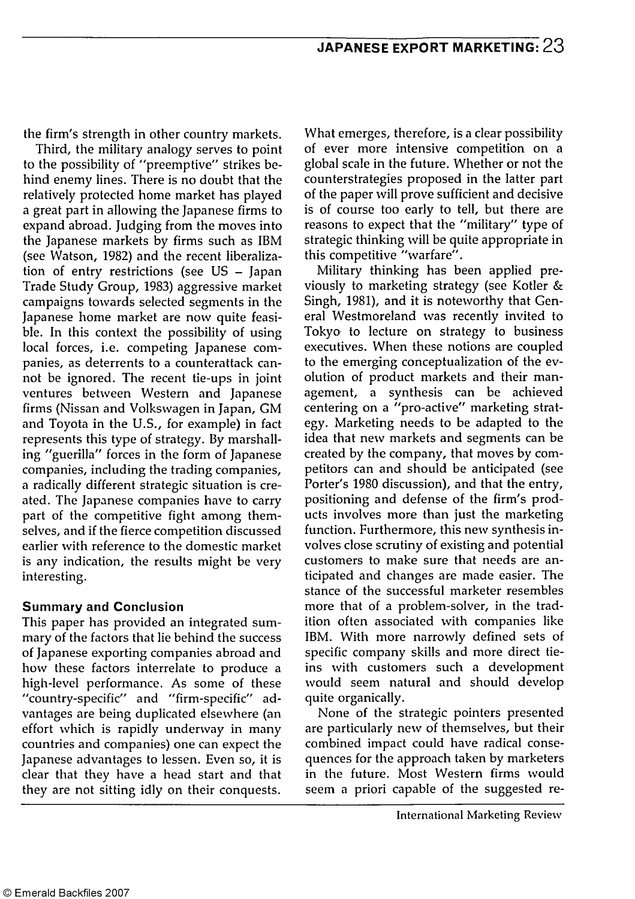the firm's strength in other country markets.

Third, the military analogy serves to point to the possibility of "preemptive" strikes behind enemy lines. There is no doubt that the relatively protected home market has played a great part in allowing the Japanese firms to expand abroad. Judging from the moves into the Japanese markets by firms such as IBM (see Watson, 1982) and the recent liberalization of entry restrictions (see US – Japan Trade Study Group, 1983) aggressive market campaigns towards selected segments in the Japanese home market are now quite feasible. In this context the possibility of using local forces, i.e. competing Japanese companies, as deterrents to a counterattack cannot be ignored. The recent tie-ups in joint ventures between Western and Japanese firms (Nissan and Volkswagen in Japan, GM and Toyota in the U.S., for example) in fact represents this type of strategy. By marshalling "guerilla" forces in the form of Japanese companies, including the trading companies, a radically different strategic situation is created. The Japanese companies have to carry part of the competitive fight among themselves, and if the fierce competition discussed earlier with reference to the domestic market is any indication, the results might be very interesting.

### Summary and Conclusion

This paper has provided an integrated summary of the factors that lie behind the success of Japanese exporting companies abroad and how these factors interrelate to produce a high-level performance. As some of these "country-specific" and "firm-specific" advantages are being duplicated elsewhere (an effort which is rapidly underway in many countries and companies) one can expect the Japanese advantages to lessen. Even so, it is clear that they have a head start and that they are not sitting idly on their conquests. What emerges, therefore, is a clear possibility of ever more intensive competition on a global scale in the future. Whether or not the counterstrategies proposed in the latter part of the paper will prove sufficient and decisive is of course too early to tell, but there are reasons to expect that the "military" type of strategic thinking will be quite appropriate in this competitive "warfare".

Military thinking has been applied previously to marketing strategy (see Kotler & Singh, 1981), and it is noteworthy that General Westmoreland was recently invited to Tokyo to lecture on strategy to business executives. When these notions are coupled to the emerging conceptualization of the evolution of product markets and their management, a synthesis can be achieved centering on a "pro-active" marketing strategy. Marketing needs to be adapted to the idea that new markets and segments can be created by the company, that moves by competitors can and should be anticipated (see Porter's 1980 discussion), and that the entry, positioning and defense of the firm's products involves more than just the marketing function. Furthermore, this new synthesis involves close scrutiny of existing and potential customers to make sure that needs are anticipated and changes are made easier. The stance of the successful marketer resembles more that of a problem-solver, in the tradition often associated with companies like IBM. With more narrowly defined sets of specific company skills and more direct ties with customers such a development would seem natural and should develop quite organically.

None of the strategic pointers presented are particularly new of themselves, but their combined impact could have radical consequences for the approach taken by marketers in the future. Most Western firms would seem a priori capable of the suggested re-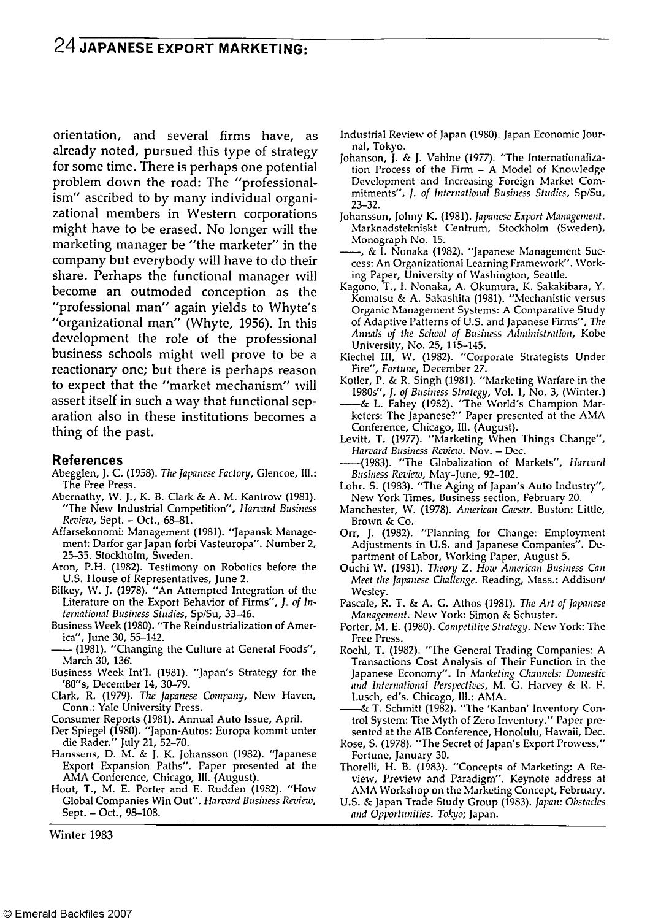orientation, and several firms have, as already noted, pursued this type of strategy for some time. There is perhaps one potential problem down the road: The "professionalism" ascribed to by many individual organizational members in Western corporations might have to be erased. No longer will the marketing manager be "the marketer" in the company but everybody will have to do their share. Perhaps the functional manager will become an outmoded conception as the "professional man" again yields to Whyte's "organizational man" (Whyte, 1956). In this development the role of the professional business schools might well prove to be a reactionary one; but there is perhaps reason to expect that the "market mechanism" will assert itself in such a way that functional separation also in these institutions becomes a thing of the past.

## References

Abegglen, J. C. (1958). *The Japanese Factory*, Glencoe, Ill.: The Free Press.

Abernathy, W. J., K. B. Clark & A. M. Kantrow (1981). "The New Industrial Competition", *Harvard Business Review*, Sept. – Oct., 68–81.

Affarsekonomi: Management (1981). "Japansk Management: Darfor gar Japan forbi Vasteuropa". Number 2, 25–35. Stockholm, Sweden.

Aron, P.H. (1982). Testimony on Robotics before the U.S. House of Representatives, June 2.

Bilkey, W. J. (1978). "An Attempted Integration of the Literature on the Export Behavior of Firms", *J. of International Business Studies*, Sp/Su, 33–46.

Business Week (1980). "The Reindustrialization of America", June 30, 55–142.

—— (1981). "Changing the Culture at General Foods", March 30, 136.

Business Week Int'l. (1981). "Japan's Strategy for the '80"s, December 14, 30–79.

Clark, R. (1979). *The Japanese Company*, New Haven, Conn.: Yale University Press.

Consumer Reports (1981). Annual Auto Issue, April.

Der Spiegel (1980). "Japan-Autos: Europa kommt unter die Rader." July 21, 52–70.

Hanssens, D. M. & J. K. Johansson (1982). "Japanese Export Expansion Paths". Paper presented at the AMA Conference, Chicago, Ill. (August).

Hout, T., M. E. Porter and E. Rudden (1982). "How Global Companies Win Out". *Harvard Business Review*, Sept. – Oct., 98–108.

Industrial Review of Japan (1980). Japan Economic Journal, Tokyo.

Johanson, J. & J. Vahlne (1977). "The Internationalization Process of the Firm – A Model of Knowledge Development and Increasing Foreign Market Commitments", *J. of International Business Studies*, Sp/Su, 23–32.

Johansson, Johny K. (1981). *Japanese Export Management*. Marknadstekniskt Centrum, Stockholm (Sweden), Monograph No. 15.

——, & I. Nonaka (1982). "Japanese Management Success: An Organizational Learning Framework". Working Paper, University of Washington, Seattle.

Kagono, T., I. Nonaka, A. Okumura, K. Sakakibara, Y. Komatsu & A. Sakashita (1981). "Mechanistic versus Organic Management Systems: A Comparative Study of Adaptive Patterns of U.S. and Japanese Firms", *The Annals of the School of Business Administration*, Kobe University, No. 25, 115–145.

Kiechel III, W. (1982). "Corporate Strategists Under Fire", *Fortune*, December 27.

Kotler, P. & R. Singh (1981). "Marketing Warfare in the 1980s", *J. of Business Strategy*, Vol. 1, No. 3, (Winter.)

——& L. Fahey (1982). "The World's Champion Marketers: The Japanese?" Paper presented at the AMA Conference, Chicago, Ill. (August).

Levitt, T. (1977). "Marketing When Things Change", *Harvard Business Review*. Nov. – Dec.

——(1983). "The Globalization of Markets", *Harvard Business Review*, May-June, 92–102.

Lohr. S. (1983). "The Aging of Japan's Auto Industry", New York Times, Business section, February 20.

Manchester, W. (1978). *American Caesar*. Boston: Little, Brown & Co.

Orr, J. (1982). "Planning for Change: Employment Adjustments in U.S. and Japanese Companies". Department of Labor, Working Paper, August 5.

Ouchi W. (1981). *Theory Z. How American Business Can Meet the Japanese Challenge*. Reading, Mass.: Addison/Wesley.

Pascale, R. T. & A. G. Athos (1981). *The Art of Japanese Management*. New York: Simon & Schuster.

Porter, M. E. (1980). *Competitive Strategy*. New York: The Free Press.

Roehl, T. (1982). "The General Trading Companies: A Transactions Cost Analysis of Their Function in the Japanese Economy". In *Marketing Channels: Domestic and International Perspectives*, M. G. Harvey & R. F. Lusch, ed's. Chicago, Ill.: AMA.

——& T. Schmitt (1982). "The 'Kanban' Inventory Control System: The Myth of Zero Inventory." Paper presented at the AIB Conference, Honolulu, Hawaii, Dec.

Rose, S. (1978). "The Secret of Japan's Export Prowess," Fortune, January 30.

Thorelli, H. B. (1983). "Concepts of Marketing: A Review, Preview and Paradigm". Keynote address at AMA Workshop on the Marketing Concept, February.

U.S. & Japan Trade Study Group (1983). *Japan: Obstacles and Opportunities. Tokyo*; Japan.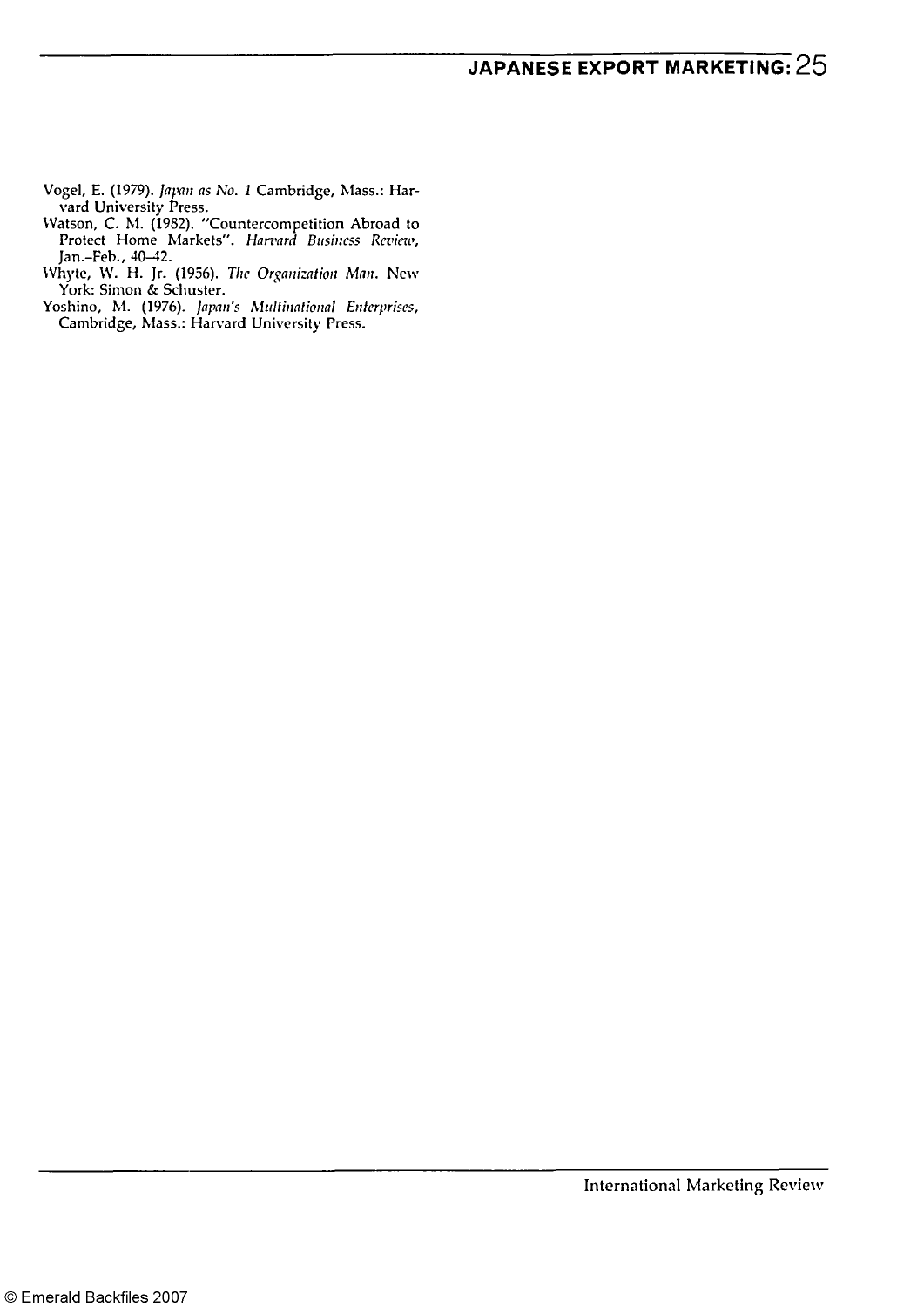Vogel, E. (1979). *Japan as No. 1* Cambridge, Mass.: Harvard University Press.

Watson, C. M. (1982). "Countercompetition Abroad to Protect Home Markets". *Harvard Business Review*, Jan.–Feb., 40–42.

Whyte, W. H. Jr. (1956). *The Organization Man*. New York: Simon & Schuster.

Yoshino, M. (1976). *Japan's Multinational Enterprises*, Cambridge, Mass.: Harvard University Press.